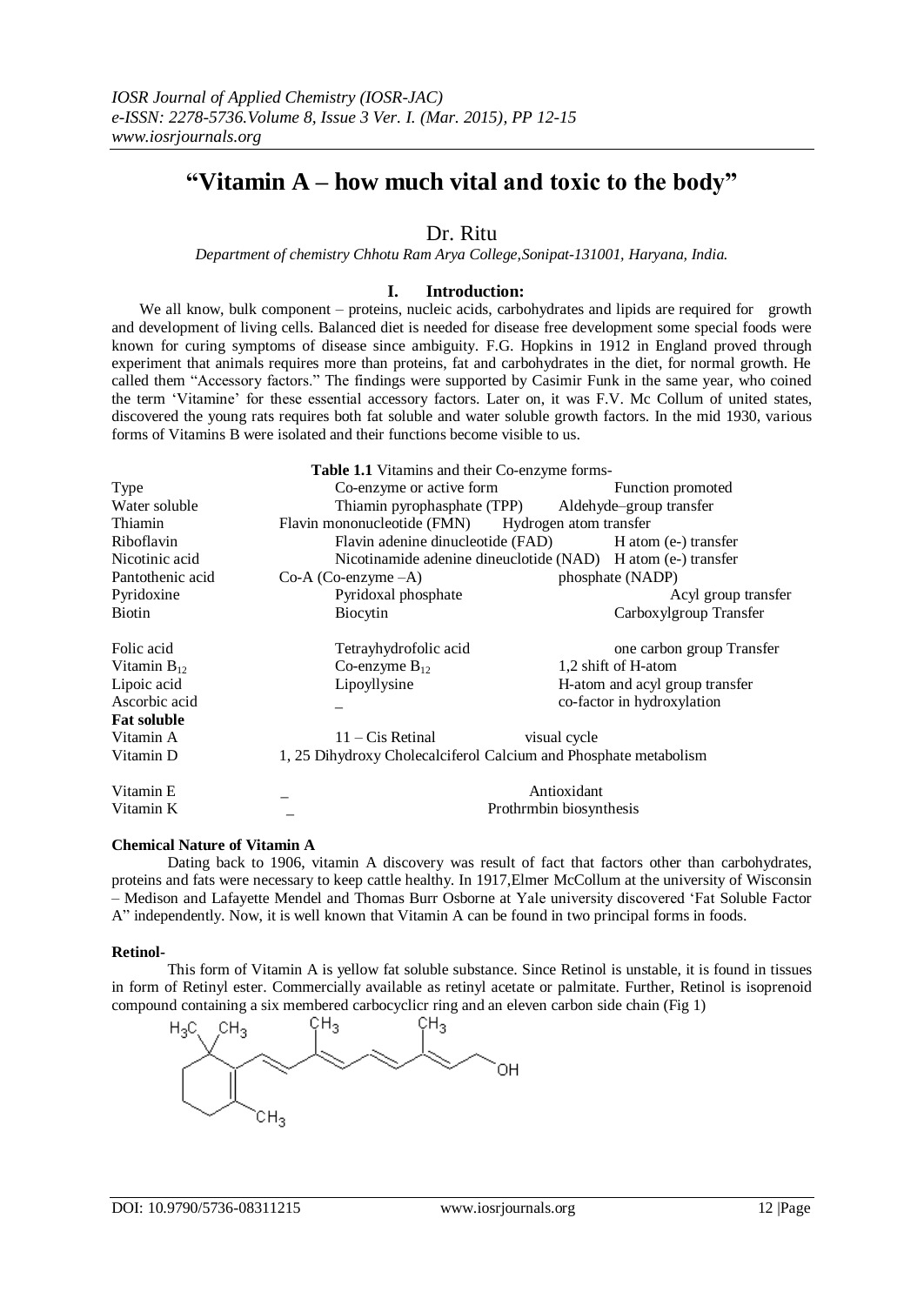# "Vitamin A – how much vital and toxic to the body"

Dr. Ritu

*Department of chemistry Chhotu Ram Arya College,Sonipat-131001, Haryana, India.*

## I. Introduction:

We all know, bulk component – proteins, nucleic acids, carbohydrates and lipids are required for growth and development of living cells. Balanced diet is needed for disease free development some special foods were known for curing symptoms of disease since ambiguity. F.G. Hopkins in 1912 in England proved through experiment that animals requires more than proteins, fat and carbohydrates in the diet, for normal growth. He called them "Accessory factors." The findings were supported by Casimir Funk in the same year, who coined the term 'Vitamine' for these essential accessory factors. Later on, it was F.V. Mc Collum of united states, discovered the young rats requires both fat soluble and water soluble growth factors. In the mid 1930, various forms of Vitamins B were isolated and their functions become visible to us.

**Table 1.1** Vitamins and their Co-enzyme forms-

| Type | Co-enzyme or active form | Function promoted |
|---|---|---|
| Water soluble | Thiamin pyrophasphate (TPP) | Aldehyde–group transfer |
| Thiamin | Flavin mononucleotide (FMN) | Hydrogen atom transfer |
| Riboflavin | Flavin adenine dinucleotide (FAD) | H atom (e-) transfer |
| Nicotinic acid | Nicotinamide adenine dineuclotide (NAD) | H atom (e-) transfer |
| Pantothenic acid | Co-A (Co-enzyme –A) | phosphate (NADP) |
| Pyridoxine | Pyridoxal phosphate | Acyl group transfer |
| Biotin | Biocytin | Carboxylgroup Transfer |
| Folic acid | Tetrayhydrofolic acid | one carbon group Transfer |
| Vitamin $B_{12}$ | Co-enzyme $B_{12}$ | 1,2 shift of H-atom |
| Lipoic acid | Lipoyllysine | H-atom and acyl group transfer |
| Ascorbic acid | _ | co-factor in hydroxylation |
| **Fat soluble** | | |
| Vitamin A | 11 – Cis Retinal | visual cycle |
| Vitamin D | 1, 25 Dihydroxy Cholecalciferol | Calcium and Phosphate metabolism |
| Vitamin E | _ | Antioxidant |
| Vitamin K | _ | Prothrmbin biosynthesis |

### Chemical Nature of Vitamin A

Dating back to 1906, vitamin A discovery was result of fact that factors other than carbohydrates, proteins and fats were necessary to keep cattle healthy. In 1917,Elmer McCollum at the university of Wisconsin – Medison and Lafayette Mendel and Thomas Burr Osborne at Yale university discovered 'Fat Soluble Factor A" independently. Now, it is well known that Vitamin A can be found in two principal forms in foods.

### Retinol-

This form of Vitamin A is yellow fat soluble substance. Since Retinol is unstable, it is found in tissues in form of Retinyl ester. Commercially available as retinyl acetate or palmitate. Further, Retinol is isoprenoid compound containing a six membered carbocyclicr ring and an eleven carbon side chain (Fig 1)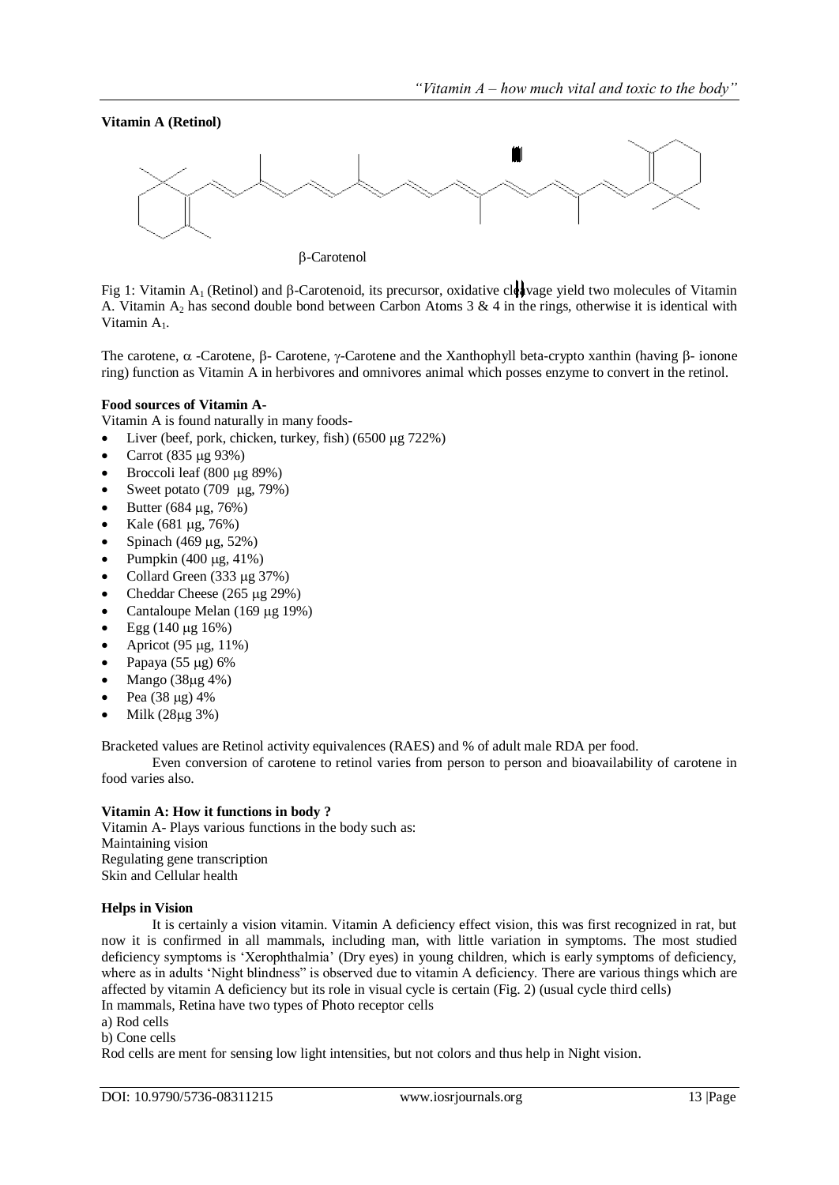**Vitamin A (Retinol)**

β-Carotenol

Fig 1: Vitamin $A_1$ (Retinol) and β-Carotenoid, its precursor, oxidative cleavage yield two molecules of Vitamin A. Vitamin $A_2$ has second double bond between Carbon Atoms 3 & 4 in the rings, otherwise it is identical with Vitamin $A_1$.

The carotene, α -Carotene, β- Carotene, γ-Carotene and the Xanthophyll beta-crypto xanthin (having β- ionone ring) function as Vitamin A in herbivores and omnivores animal which posses enzyme to convert in the retinol.

**Food sources of Vitamin A-**

Vitamin A is found naturally in many foods-

- Liver (beef, pork, chicken, turkey, fish) (6500 μg 722%)
- Carrot (835 μg 93%)
- Broccoli leaf (800 μg 89%)
- Sweet potato (709 μg, 79%)
- Butter (684 μg, 76%)
- Kale (681 μg, 76%)
- Spinach (469 μg, 52%)
- Pumpkin (400 μg, 41%)
- Collard Green (333 μg 37%)
- Cheddar Cheese (265 μg 29%)
- Cantaloupe Melan (169 μg 19%)
- Egg (140 μg 16%)
- Apricot (95 μg, 11%)
- Papaya (55 μg) 6%
- Mango (38μg 4%)
- Pea (38 μg) 4%
- Milk (28μg 3%)

Bracketed values are Retinol activity equivalences (RAES) and % of adult male RDA per food.

Even conversion of carotene to retinol varies from person to person and bioavailability of carotene in food varies also.

**Vitamin A: How it functions in body ?**

Vitamin A- Plays various functions in the body such as:
Maintaining vision
Regulating gene transcription
Skin and Cellular health

**Helps in Vision**

It is certainly a vision vitamin. Vitamin A deficiency effect vision, this was first recognized in rat, but now it is confirmed in all mammals, including man, with little variation in symptoms. The most studied deficiency symptoms is 'Xerophthalmia' (Dry eyes) in young children, which is early symptoms of deficiency, where as in adults 'Night blindness" is observed due to vitamin A deficiency. There are various things which are affected by vitamin A deficiency but its role in visual cycle is certain (Fig. 2) (usual cycle third cells)

In mammals, Retina have two types of Photo receptor cells

a) Rod cells

b) Cone cells

Rod cells are ment for sensing low light intensities, but not colors and thus help in Night vision.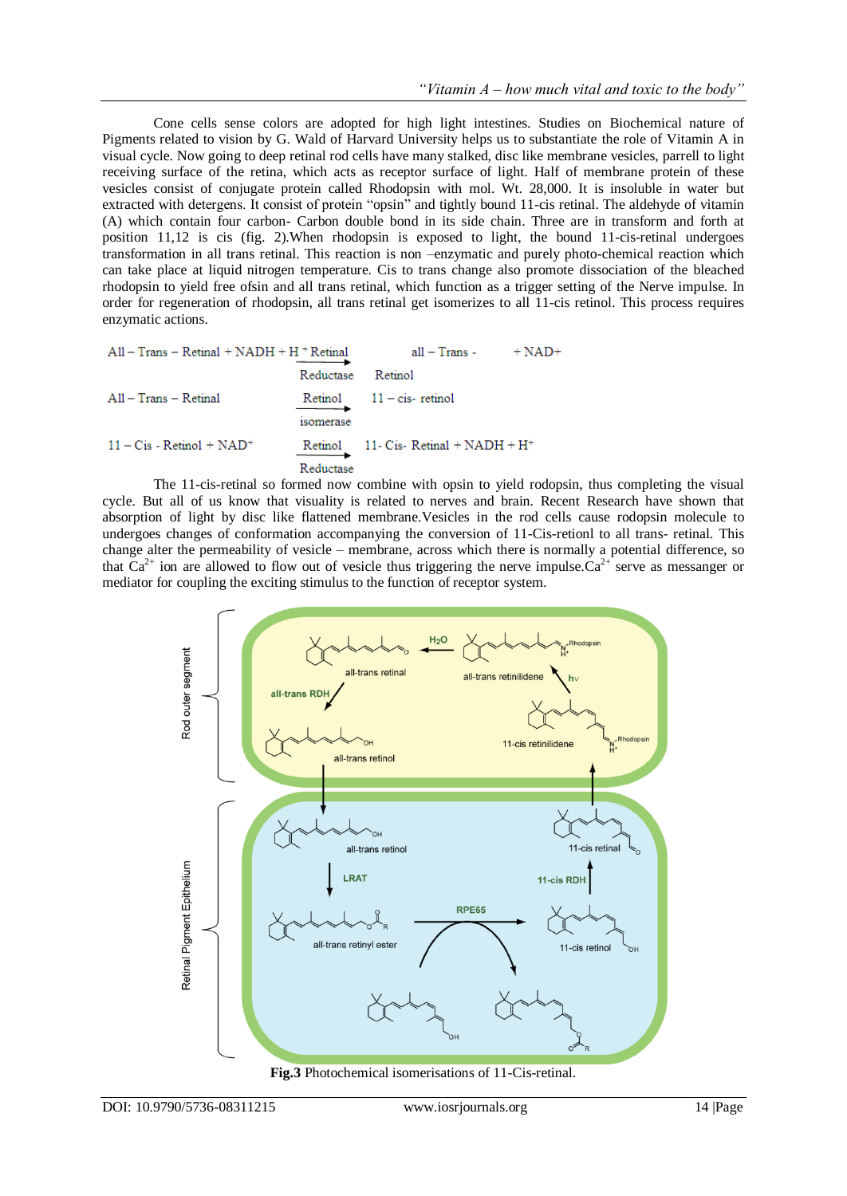Cone cells sense colors are adopted for high light intestines. Studies on Biochemical nature of Pigments related to vision by G. Wald of Harvard University helps us to substantiate the role of Vitamin A in visual cycle. Now going to deep retinal rod cells have many stalked, disc like membrane vesicles, parrell to light receiving surface of the retina, which acts as receptor surface of light. Half of membrane protein of these vesicles consist of conjugate protein called Rhodopsin with mol. Wt. 28,000. It is insoluble in water but extracted with detergens. It consist of protein "opsin" and tightly bound 11-cis retinal. The aldehyde of vitamin (A) which contain four carbon- Carbon double bond in its side chain. Three are in transform and forth at position 11,12 is cis (fig. 2).When rhodopsin is exposed to light, the bound 11-cis-retinal undergoes transformation in all trans retinal. This reaction is non –enzymatic and purely photo-chemical reaction which can take place at liquid nitrogen temperature. Cis to trans change also promote dissociation of the bleached rhodopsin to yield free ofsin and all trans retinal, which function as a trigger setting of the Nerve impulse. In order for regeneration of rhodopsin, all trans retinal get isomerizes to all 11-cis retinol. This process requires enzymatic actions.

$$\text{All – Trans – Retinal} + NADH + H^+ \xrightarrow[\text{Reductase}]{\text{Retinal}} \text{all – Trans - Retinol} + NAD^+$$

$$\text{All – Trans – Retinal} \xrightarrow[\text{isomerase}]{\text{Retinol}} \text{11 – cis- retinol}$$

$$\text{11 – Cis - Retinol} + NAD^+ \xrightarrow[\text{Reductase}]{\text{Retinol}} \text{11- Cis- Retinal} + NADH + H^+$$

The 11-cis-retinal so formed now combine with opsin to yield rodopsin, thus completing the visual cycle. But all of us know that visuality is related to nerves and brain. Recent Research have shown that absorption of light by disc like flattened membrane.Vesicles in the rod cells cause rodopsin molecule to undergoes changes of conformation accompanying the conversion of 11-Cis-retionl to all trans- retinal. This change alter the permeability of vesicle – membrane, across which there is normally a potential difference, so that $Ca^{2+}$ ion are allowed to flow out of vesicle thus triggering the nerve impulse.$Ca^{2+}$ serve as messanger or mediator for coupling the exciting stimulus to the function of receptor system.

**Fig.3** Photochemical isomerisations of 11-Cis-retinal.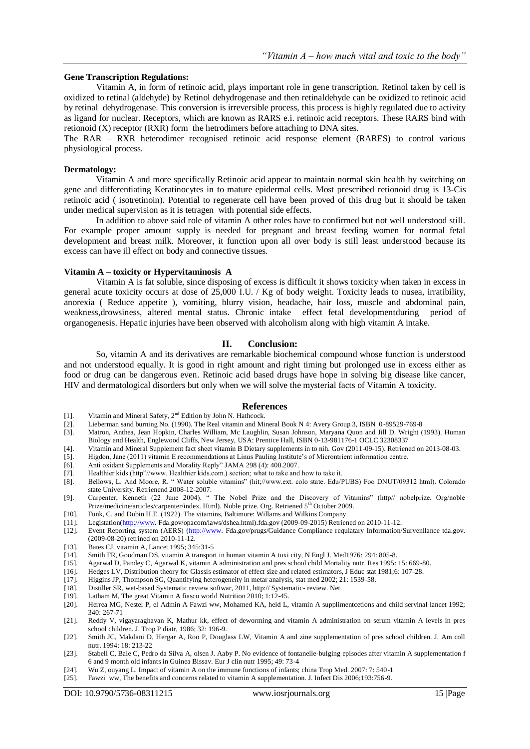**Gene Transcription Regulations:**

Vitamin A, in form of retinoic acid, plays important role in gene transcription. Retinol taken by cell is oxidized to retinal (aldehyde) by Retinol dehydrogenase and then retinaldehyde can be oxidized to retinoic acid by retinal dehydrogenase. This conversion is irreversible process, this process is highly regulated due to activity as ligand for nuclear. Receptors, which are known as RARS e.i. retinoic acid receptors. These RARS bind with retionoid (X) receptor (RXR) form the hetrodimers before attaching to DNA sites.

The RAR – RXR heterodimer recognised retinoic acid response element (RARES) to control various physiological process.

**Dermatology:**

Vitamin A and more specifically Retinoic acid appear to maintain normal skin health by switching on gene and differentiating Keratinocytes in to mature epidermal cells. Most prescribed retionoid drug is 13-Cis retinoic acid ( isotretinoin). Potential to regenerate cell have been proved of this drug but it should be taken under medical supervision as it is tetragen with potential side effects.

In addition to above said role of vitamin A other roles have to confirmed but not well understood still. For example proper amount supply is needed for pregnant and breast feeding women for normal fetal development and breast milk. Moreover, it function upon all over body is still least understood because its excess can have ill effect on body and connective tissues.

**Vitamin A – toxicity or Hypervitaminosis A**

Vitamin A is fat soluble, since disposing of excess is difficult it shows toxicity when taken in excess in general acute toxicity occurs at dose of 25,000 I.U. / Kg of body weight. Toxicity leads to nusea, irratibility, anorexia ( Reduce appetite ), vomiting, blurry vision, headache, hair loss, muscle and abdominal pain, weakness,drowsiness, altered mental status. Chronic intake effect fetal developmentduring period of organogenesis. Hepatic injuries have been observed with alcoholism along with high vitamin A intake.

## II. Conclusion:

So, vitamin A and its derivatives are remarkable biochemical compound whose function is understood and not understood equally. It is good in right amount and right timing but prolonged use in excess either as food or drug can be dangerous even. Retinoic acid based drugs have hope in solving big disease like cancer, HIV and dermatological disorders but only when we will solve the mysterial facts of Vitamin A toxicity.

## References

[1]. Vitamin and Mineral Safety, 2nd Edition by John N. Hathcock.
[2]. Lieberman sand burning No. (1990). The Real vitamin and Mineral Book N 4: Avery Group 3, ISBN 0-89529-769-8
[3]. Matron, Anthea, Jean Hopkin, Charles William, Mc Laughlin, Susan Johnson, Maryana Quon and Jill D. Wright (1993). Human Biology and Health, Englewood Cliffs, New Jersey, USA: Prentice Hall, ISBN 0-13-981176-1 OCLC 32308337
[4]. Vitamin and Mineral Supplement fact sheet vitamin B Dietary supplements in to nih. Gov (2011-09-15). Retriened on 2013-08-03.
[5]. Higdon, Jane (2011) vitamin E recommendations at Linus Pauling Institute's of Microntrient information centre.
[6]. Anti oxidant Supplements and Morality Reply" JAMA 298 (4): 400.2007.
[7]. Healthier kids (http"//www. Healthier kids.com.) section; what to take and how to take it.
[8]. Bellows, L. And Moore, R. " Water soluble vitamins" (hit;//www.ext. colo state. Edu/PUBS) Foo DNUT/09312 html). Colorado state University. Retrienend 2008-12-2007.
[9]. Carpenter, Kenneth (22 June 2004). " The Nobel Prize and the Discovery of Vitamins" (http// nobelprize. Org/noble Prize/medicine/articles/carpenter/index. Html). Noble prize. Org. Retriened 5th October 2009.
[10]. Funk, C. and Dubin H.E. (1922). The vitamins, Baltimore: Willams and Wilkins Company.
[11]. Legistation(http://www. Fda.gov/opacom/laws/dshea.html).fda.gov (2009-09-2015) Retriened on 2010-11-12.
[12]. Event Reporting system (AERS) (http://www. Fda.gov/prugs/Guidance Compliance requlatary Information/Survenllance tda.gov. (2009-08-20) retrined on 2010-11-12.
[13]. Bates CJ, vitamin A, Lancet 1995; 345:31-5
[14]. Smith FR, Goodman DS, vitamin A transport in human vitamin A toxi city, N Engl J. Med1976: 294: 805-8.
[15]. Agarwal D, Pandey C, Agarwal K, vitamin A administration and pres school child Mortality nutr. Res 1995: 15: 669-80.
[16]. Hedges LV, Distribution theory for Glassls estimator of effect size and related estimators, J Educ stat 1981;6: 107-28.
[17]. Higgins JP, Thompson SG, Quantifying heterogeneity in metar analysis, stat med 2002; 21: 1539-58.
[18]. Distiller SR, wet-based Systematic review softwar, 2011, http:// Systematic- review. Net.
[19]. Latham M, The great Vitamin A fiasco world Nutrition 2010; 1:12-45.
[20]. Herrea MG, Nestel P, el Admin A Fawzi ww, Mohamed KA, held L, vitamin A supplimentcetions and child servinal lancet 1992; 340: 267-71
[21]. Reddy V, vigayaraghavan K, Mathur kk, effect of deworming and vitamin A administration on serum vitamin A levels in pres school children. J. Trop P diatr, 1986; 32: 196-9.
[22]. Smith JC, Makdani D, Hergar A, Roo P, Douglass LW, Vitamin A and zine supplementation of pres school children. J. Am coll nutr. 1994: 18: 213-22
[23]. Stabell C, Bale C, Pedro da Silva A, olsen J. Aaby P. No evidence of fontanelle-bulging episodes after vitamin A supplementation f 6 and 9 month old infants in Guinea Bissav. Eur J clin nutr 1995; 49: 73-4
[24]. Wu Z, ouyang L. Impact of vitamin A on the immune functions of infants; china Trop Med. 2007: 7: 540-1
[25]. Fawzi ww, The benefits and concerns related to vitamin A supplementation. J. Infect Dis 2006;193:756-9.